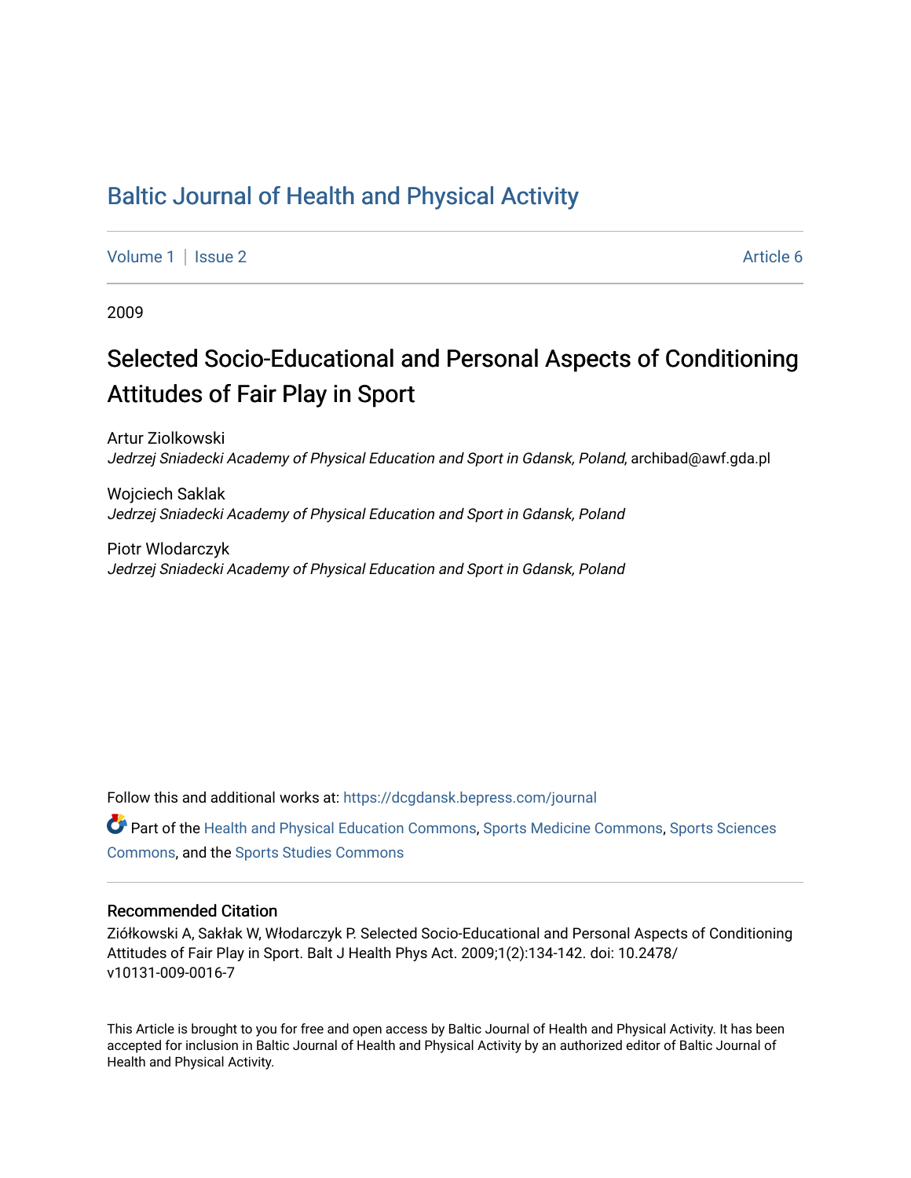# Baltic Journal of Health and Physical Activity

Volume 1 | Issue 2 Article 6

2009

## Selected Socio-Educational and Personal Aspects of Conditioning Attitudes of Fair Play in Sport

Artur Ziolkowski
*Jedrzej Sniadecki Academy of Physical Education and Sport in Gdansk, Poland*, archibad@awf.gda.pl

Wojciech Saklak
*Jedrzej Sniadecki Academy of Physical Education and Sport in Gdansk, Poland*

Piotr Wlodarczyk
*Jedrzej Sniadecki Academy of Physical Education and Sport in Gdansk, Poland*

Follow this and additional works at: https://dcgdansk.bepress.com/journal

Part of the Health and Physical Education Commons, Sports Medicine Commons, Sports Sciences Commons, and the Sports Studies Commons

### Recommended Citation

Ziółkowski A, Sakłak W, Włodarczyk P. Selected Socio-Educational and Personal Aspects of Conditioning Attitudes of Fair Play in Sport. Balt J Health Phys Act. 2009;1(2):134-142. doi: 10.2478/v10131-009-0016-7

This Article is brought to you for free and open access by Baltic Journal of Health and Physical Activity. It has been accepted for inclusion in Baltic Journal of Health and Physical Activity by an authorized editor of Baltic Journal of Health and Physical Activity.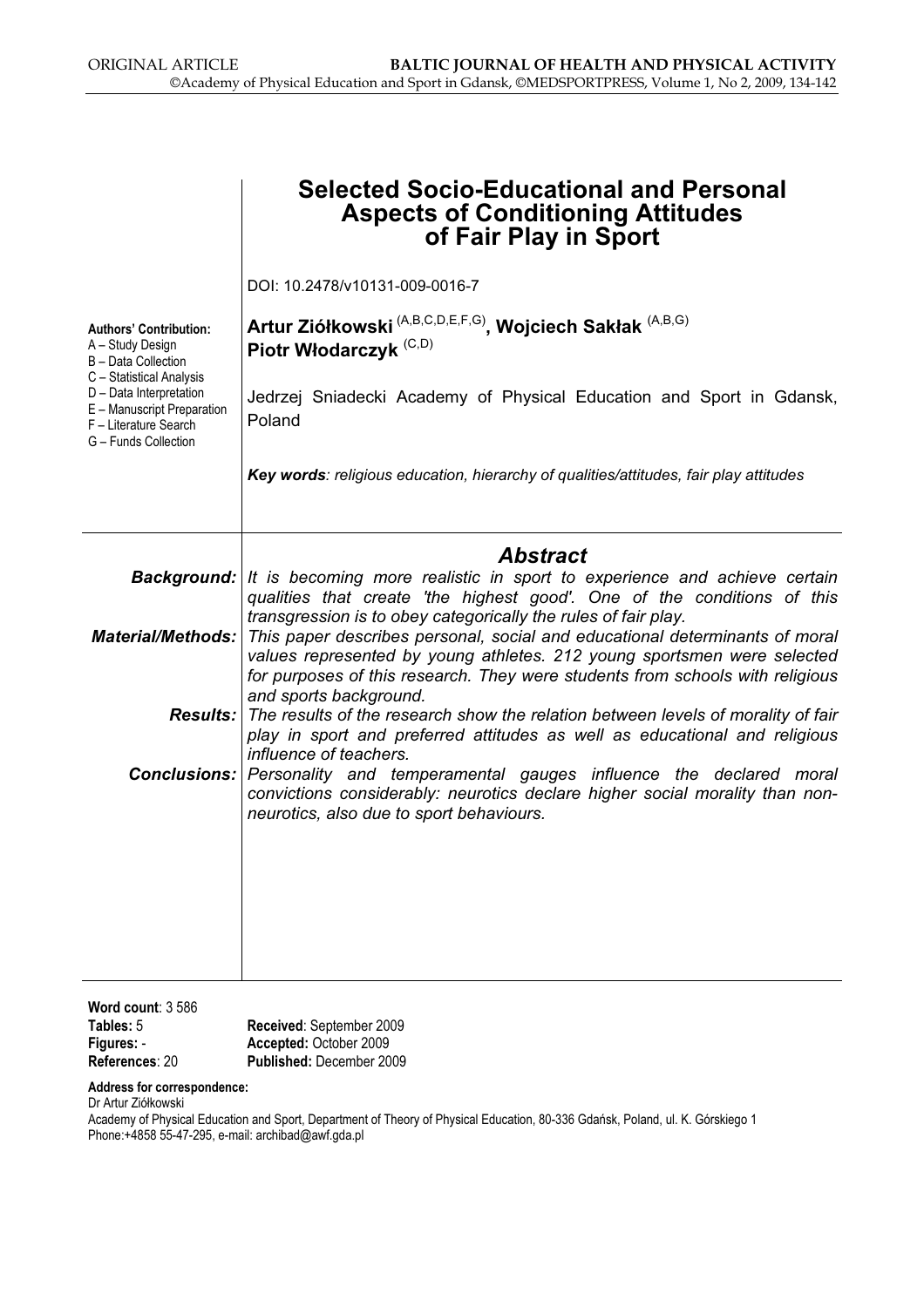# Selected Socio-Educational and Personal Aspects of Conditioning Attitudes of Fair Play in Sport

DOI: 10.2478/v10131-009-0016-7

**Authors' Contribution:**
A – Study Design
B – Data Collection
C – Statistical Analysis
D – Data Interpretation
E – Manuscript Preparation
F – Literature Search
G – Funds Collection

**Artur Ziółkowski** (A,B,C,D,E,F,G)**, Wojciech Sakłak** (A,B,G)
**Piotr Włodarczyk** (C,D)

Jedrzej Sniadecki Academy of Physical Education and Sport in Gdansk, Poland

***Key words***: *religious education, hierarchy of qualities/attitudes, fair play attitudes*

## *Abstract*

***Background:*** *It is becoming more realistic in sport to experience and achieve certain qualities that create 'the highest good'. One of the conditions of this transgression is to obey categorically the rules of fair play.*

***Material/Methods:*** *This paper describes personal, social and educational determinants of moral values represented by young athletes. 212 young sportsmen were selected for purposes of this research. They were students from schools with religious and sports background.*

***Results:*** *The results of the research show the relation between levels of morality of fair play in sport and preferred attitudes as well as educational and religious influence of teachers.*

***Conclusions:*** *Personality and temperamental gauges influence the declared moral convictions considerably: neurotics declare higher social morality than non-neurotics, also due to sport behaviours.*

**Word count**: 3 586
**Tables:** 5
**Figures:** -
**References**: 20

**Received**: September 2009
**Accepted:** October 2009
**Published:** December 2009

**Address for correspondence:**
Dr Artur Ziółkowski
Academy of Physical Education and Sport, Department of Theory of Physical Education, 80-336 Gdańsk, Poland, ul. K. Górskiego 1
Phone:+4858 55-47-295, e-mail: archibad@awf.gda.pl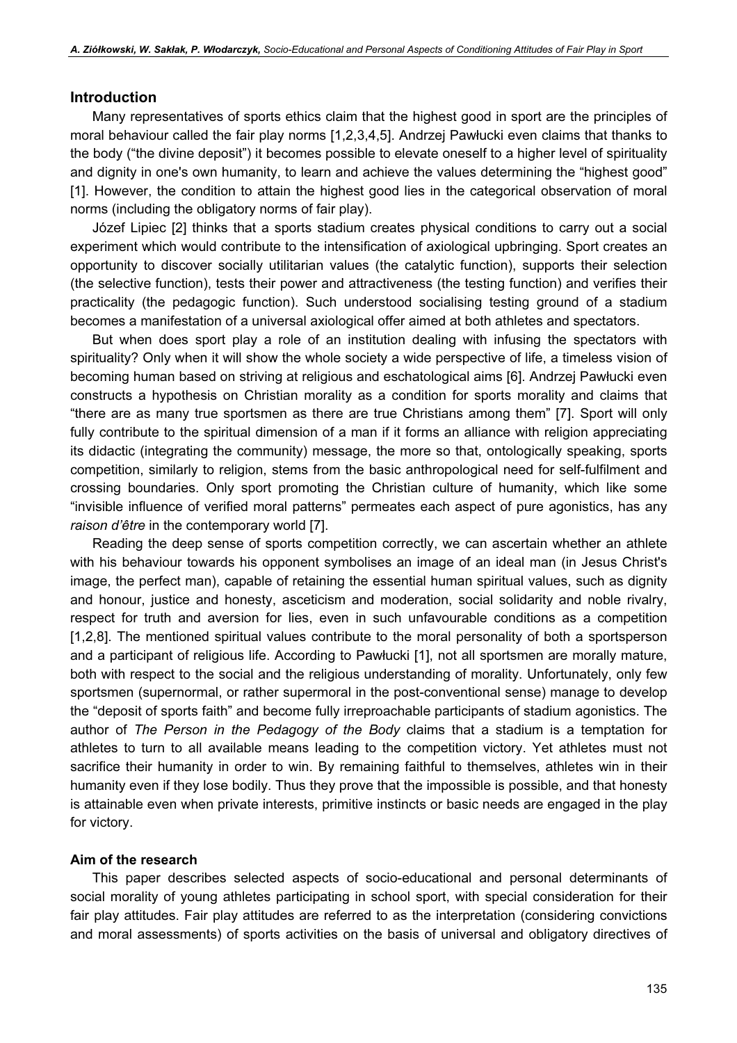## Introduction

Many representatives of sports ethics claim that the highest good in sport are the principles of moral behaviour called the fair play norms [1,2,3,4,5]. Andrzej Pawłucki even claims that thanks to the body ("the divine deposit") it becomes possible to elevate oneself to a higher level of spirituality and dignity in one's own humanity, to learn and achieve the values determining the "highest good" [1]. However, the condition to attain the highest good lies in the categorical observation of moral norms (including the obligatory norms of fair play).

Józef Lipiec [2] thinks that a sports stadium creates physical conditions to carry out a social experiment which would contribute to the intensification of axiological upbringing. Sport creates an opportunity to discover socially utilitarian values (the catalytic function), supports their selection (the selective function), tests their power and attractiveness (the testing function) and verifies their practicality (the pedagogic function). Such understood socialising testing ground of a stadium becomes a manifestation of a universal axiological offer aimed at both athletes and spectators.

But when does sport play a role of an institution dealing with infusing the spectators with spirituality? Only when it will show the whole society a wide perspective of life, a timeless vision of becoming human based on striving at religious and eschatological aims [6]. Andrzej Pawłucki even constructs a hypothesis on Christian morality as a condition for sports morality and claims that "there are as many true sportsmen as there are true Christians among them" [7]. Sport will only fully contribute to the spiritual dimension of a man if it forms an alliance with religion appreciating its didactic (integrating the community) message, the more so that, ontologically speaking, sports competition, similarly to religion, stems from the basic anthropological need for self-fulfilment and crossing boundaries. Only sport promoting the Christian culture of humanity, which like some "invisible influence of verified moral patterns" permeates each aspect of pure agonistics, has any *raison d'être* in the contemporary world [7].

Reading the deep sense of sports competition correctly, we can ascertain whether an athlete with his behaviour towards his opponent symbolises an image of an ideal man (in Jesus Christ's image, the perfect man), capable of retaining the essential human spiritual values, such as dignity and honour, justice and honesty, asceticism and moderation, social solidarity and noble rivalry, respect for truth and aversion for lies, even in such unfavourable conditions as a competition [1,2,8]. The mentioned spiritual values contribute to the moral personality of both a sportsperson and a participant of religious life. According to Pawłucki [1], not all sportsmen are morally mature, both with respect to the social and the religious understanding of morality. Unfortunately, only few sportsmen (supernormal, or rather supermoral in the post-conventional sense) manage to develop the "deposit of sports faith" and become fully irreproachable participants of stadium agonistics. The author of *The Person in the Pedagogy of the Body* claims that a stadium is a temptation for athletes to turn to all available means leading to the competition victory. Yet athletes must not sacrifice their humanity in order to win. By remaining faithful to themselves, athletes win in their humanity even if they lose bodily. Thus they prove that the impossible is possible, and that honesty is attainable even when private interests, primitive instincts or basic needs are engaged in the play for victory.

### Aim of the research

This paper describes selected aspects of socio-educational and personal determinants of social morality of young athletes participating in school sport, with special consideration for their fair play attitudes. Fair play attitudes are referred to as the interpretation (considering convictions and moral assessments) of sports activities on the basis of universal and obligatory directives of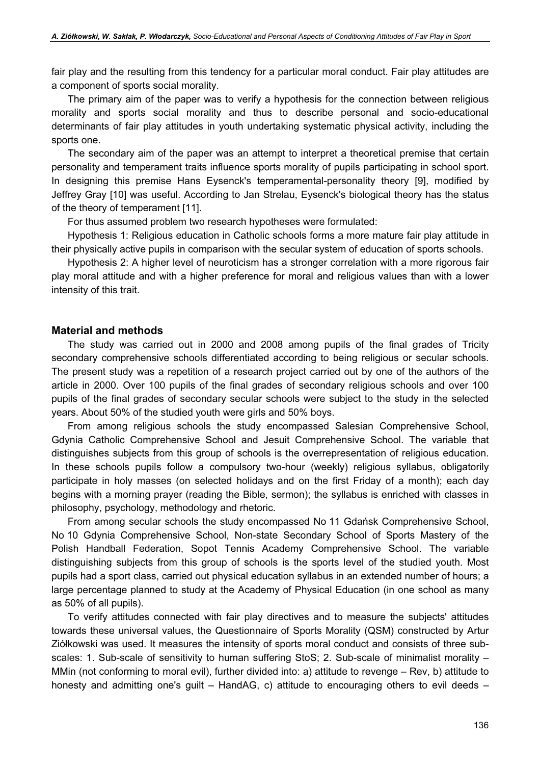fair play and the resulting from this tendency for a particular moral conduct. Fair play attitudes are a component of sports social morality.

The primary aim of the paper was to verify a hypothesis for the connection between religious morality and sports social morality and thus to describe personal and socio-educational determinants of fair play attitudes in youth undertaking systematic physical activity, including the sports one.

The secondary aim of the paper was an attempt to interpret a theoretical premise that certain personality and temperament traits influence sports morality of pupils participating in school sport. In designing this premise Hans Eysenck's temperamental-personality theory [9], modified by Jeffrey Gray [10] was useful. According to Jan Strelau, Eysenck's biological theory has the status of the theory of temperament [11].

For thus assumed problem two research hypotheses were formulated:

Hypothesis 1: Religious education in Catholic schools forms a more mature fair play attitude in their physically active pupils in comparison with the secular system of education of sports schools.

Hypothesis 2: A higher level of neuroticism has a stronger correlation with a more rigorous fair play moral attitude and with a higher preference for moral and religious values than with a lower intensity of this trait.

## Material and methods

The study was carried out in 2000 and 2008 among pupils of the final grades of Tricity secondary comprehensive schools differentiated according to being religious or secular schools. The present study was a repetition of a research project carried out by one of the authors of the article in 2000. Over 100 pupils of the final grades of secondary religious schools and over 100 pupils of the final grades of secondary secular schools were subject to the study in the selected years. About 50% of the studied youth were girls and 50% boys.

From among religious schools the study encompassed Salesian Comprehensive School, Gdynia Catholic Comprehensive School and Jesuit Comprehensive School. The variable that distinguishes subjects from this group of schools is the overrepresentation of religious education. In these schools pupils follow a compulsory two-hour (weekly) religious syllabus, obligatorily participate in holy masses (on selected holidays and on the first Friday of a month); each day begins with a morning prayer (reading the Bible, sermon); the syllabus is enriched with classes in philosophy, psychology, methodology and rhetoric.

From among secular schools the study encompassed No 11 Gdańsk Comprehensive School, No 10 Gdynia Comprehensive School, Non-state Secondary School of Sports Mastery of the Polish Handball Federation, Sopot Tennis Academy Comprehensive School. The variable distinguishing subjects from this group of schools is the sports level of the studied youth. Most pupils had a sport class, carried out physical education syllabus in an extended number of hours; a large percentage planned to study at the Academy of Physical Education (in one school as many as 50% of all pupils).

To verify attitudes connected with fair play directives and to measure the subjects' attitudes towards these universal values, the Questionnaire of Sports Morality (QSM) constructed by Artur Ziółkowski was used. It measures the intensity of sports moral conduct and consists of three sub-scales: 1. Sub-scale of sensitivity to human suffering StoS; 2. Sub-scale of minimalist morality – MMin (not conforming to moral evil), further divided into: a) attitude to revenge – Rev, b) attitude to honesty and admitting one's guilt – HandAG, c) attitude to encouraging others to evil deeds –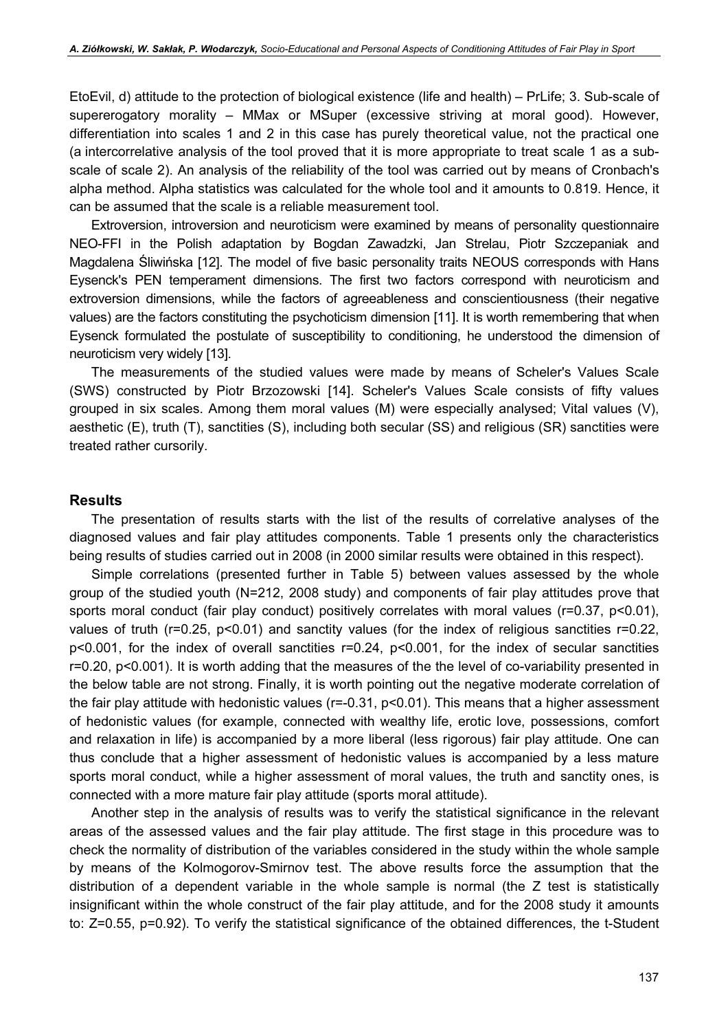EtoEvil, d) attitude to the protection of biological existence (life and health) – PrLife; 3. Sub-scale of supererogatory morality – MMax or MSuper (excessive striving at moral good). However, differentiation into scales 1 and 2 in this case has purely theoretical value, not the practical one (a intercorrelative analysis of the tool proved that it is more appropriate to treat scale 1 as a sub-scale of scale 2). An analysis of the reliability of the tool was carried out by means of Cronbach's alpha method. Alpha statistics was calculated for the whole tool and it amounts to 0.819. Hence, it can be assumed that the scale is a reliable measurement tool.

Extroversion, introversion and neuroticism were examined by means of personality questionnaire NEO-FFI in the Polish adaptation by Bogdan Zawadzki, Jan Strelau, Piotr Szczepaniak and Magdalena Śliwińska [12]. The model of five basic personality traits NEOUS corresponds with Hans Eysenck's PEN temperament dimensions. The first two factors correspond with neuroticism and extroversion dimensions, while the factors of agreeableness and conscientiousness (their negative values) are the factors constituting the psychoticism dimension [11]. It is worth remembering that when Eysenck formulated the postulate of susceptibility to conditioning, he understood the dimension of neuroticism very widely [13].

The measurements of the studied values were made by means of Scheler's Values Scale (SWS) constructed by Piotr Brzozowski [14]. Scheler's Values Scale consists of fifty values grouped in six scales. Among them moral values (M) were especially analysed; Vital values (V), aesthetic (E), truth (T), sanctities (S), including both secular (SS) and religious (SR) sanctities were treated rather cursorily.

## Results

The presentation of results starts with the list of the results of correlative analyses of the diagnosed values and fair play attitudes components. Table 1 presents only the characteristics being results of studies carried out in 2008 (in 2000 similar results were obtained in this respect).

Simple correlations (presented further in Table 5) between values assessed by the whole group of the studied youth (N=212, 2008 study) and components of fair play attitudes prove that sports moral conduct (fair play conduct) positively correlates with moral values ($r=0.37$, $p<0.01$), values of truth ($r=0.25$, $p<0.01$) and sanctity values (for the index of religious sanctities $r=0.22$, $p<0.001$, for the index of overall sanctities $r=0.24$, $p<0.001$, for the index of secular sanctities $r=0.20$, $p<0.001$). It is worth adding that the measures of the the level of co-variability presented in the below table are not strong. Finally, it is worth pointing out the negative moderate correlation of the fair play attitude with hedonistic values ($r=-0.31$, $p<0.01$). This means that a higher assessment of hedonistic values (for example, connected with wealthy life, erotic love, possessions, comfort and relaxation in life) is accompanied by a more liberal (less rigorous) fair play attitude. One can thus conclude that a higher assessment of hedonistic values is accompanied by a less mature sports moral conduct, while a higher assessment of moral values, the truth and sanctity ones, is connected with a more mature fair play attitude (sports moral attitude).

Another step in the analysis of results was to verify the statistical significance in the relevant areas of the assessed values and the fair play attitude. The first stage in this procedure was to check the normality of distribution of the variables considered in the study within the whole sample by means of the Kolmogorov-Smirnov test. The above results force the assumption that the distribution of a dependent variable in the whole sample is normal (the Z test is statistically insignificant within the whole construct of the fair play attitude, and for the 2008 study it amounts to: $Z=0.55$, $p=0.92$). To verify the statistical significance of the obtained differences, the t-Student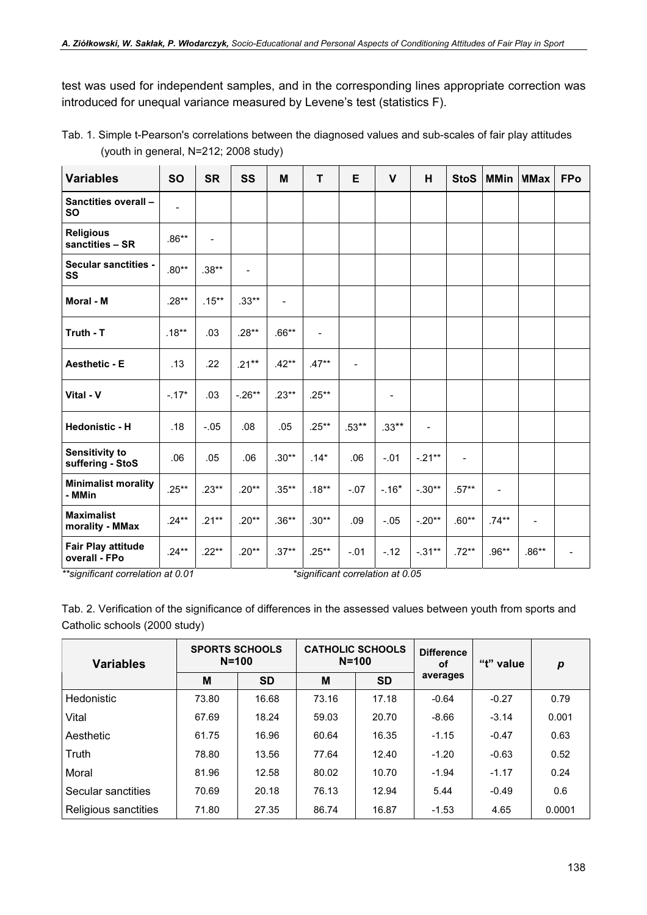test was used for independent samples, and in the corresponding lines appropriate correction was introduced for unequal variance measured by Levene's test (statistics F).

Tab. 1. Simple t-Pearson's correlations between the diagnosed values and sub-scales of fair play attitudes (youth in general, N=212; 2008 study)

| Variables | SO | SR | SS | M | T | E | V | H | StoS | MMin | MMax | FPo |
|---|---|---|---|---|---|---|---|---|---|---|---|---|
| **Sanctities overall – SO** | - | | | | | | | | | | | |
| **Religious sanctities – SR** | .86** | - | | | | | | | | | | |
| **Secular sanctities - SS** | .80** | .38** | - | | | | | | | | | |
| **Moral - M** | .28** | .15** | .33** | - | | | | | | | | |
| **Truth - T** | .18** | .03 | .28** | .66** | - | | | | | | | |
| **Aesthetic - E** | .13 | .22 | .21** | .42** | .47** | - | | | | | | |
| **Vital - V** | -.17* | .03 | -.26** | .23** | .25** | | - | | | | | |
| **Hedonistic - H** | .18 | -.05 | .08 | .05 | .25** | .53** | .33** | - | | | | |
| **Sensitivity to suffering - StoS** | .06 | .05 | .06 | .30** | .14* | .06 | -.01 | -.21** | - | | | |
| **Minimalist morality - MMin** | .25** | .23** | .20** | .35** | .18** | -.07 | -.16* | -.30** | .57** | - | | |
| **Maximalist morality - MMax** | .24** | .21** | .20** | .36** | .30** | .09 | -.05 | -.20** | .60** | .74** | - | |
| **Fair Play attitude overall - FPo** | .24** | .22** | .20** | .37** | .25** | -.01 | -.12 | -.31** | .72** | .96** | .86** | - |

*\*\*significant correlation at 0.01* *\*significant correlation at 0.05*

Tab. 2. Verification of the significance of differences in the assessed values between youth from sports and Catholic schools (2000 study)

| Variables | SPORTS SCHOOLS N=100 | | CATHOLIC SCHOOLS N=100 | | Difference of averages | "t" value | *p* |
|---|---|---|---|---|---|---|---|
| | M | SD | M | SD | | | |
| Hedonistic | 73.80 | 16.68 | 73.16 | 17.18 | -0.64 | -0.27 | 0.79 |
| Vital | 67.69 | 18.24 | 59.03 | 20.70 | -8.66 | -3.14 | 0.001 |
| Aesthetic | 61.75 | 16.96 | 60.64 | 16.35 | -1.15 | -0.47 | 0.63 |
| Truth | 78.80 | 13.56 | 77.64 | 12.40 | -1.20 | -0.63 | 0.52 |
| Moral | 81.96 | 12.58 | 80.02 | 10.70 | -1.94 | -1.17 | 0.24 |
| Secular sanctities | 70.69 | 20.18 | 76.13 | 12.94 | 5.44 | -0.49 | 0.6 |
| Religious sanctities | 71.80 | 27.35 | 86.74 | 16.87 | -1.53 | 4.65 | 0.0001 |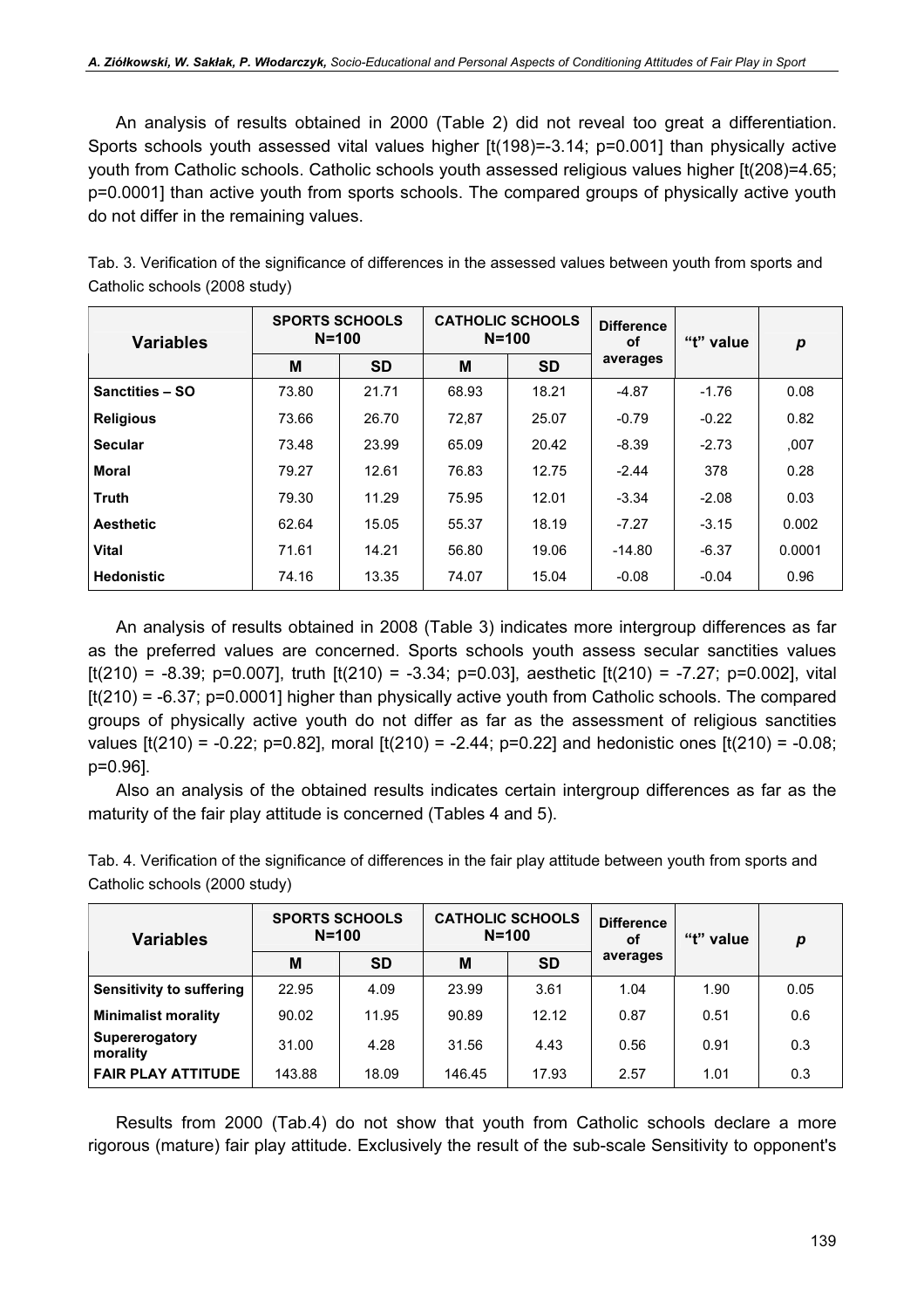An analysis of results obtained in 2000 (Table 2) did not reveal too great a differentiation. Sports schools youth assessed vital values higher [t(198)=-3.14; p=0.001] than physically active youth from Catholic schools. Catholic schools youth assessed religious values higher [t(208)=4.65; p=0.0001] than active youth from sports schools. The compared groups of physically active youth do not differ in the remaining values.

Tab. 3. Verification of the significance of differences in the assessed values between youth from sports and Catholic schools (2008 study)

| Variables | SPORTS SCHOOLS N=100 | | CATHOLIC SCHOOLS N=100 | | Difference of averages | "t" value | *p* |
|---|---|---|---|---|---|---|---|
| | M | SD | M | SD | | | |
| **Sanctities – SO** | 73.80 | 21.71 | 68.93 | 18.21 | -4.87 | -1.76 | 0.08 |
| **Religious** | 73.66 | 26.70 | 72,87 | 25.07 | -0.79 | -0.22 | 0.82 |
| **Secular** | 73.48 | 23.99 | 65.09 | 20.42 | -8.39 | -2.73 | ,007 |
| **Moral** | 79.27 | 12.61 | 76.83 | 12.75 | -2.44 | 378 | 0.28 |
| **Truth** | 79.30 | 11.29 | 75.95 | 12.01 | -3.34 | -2.08 | 0.03 |
| **Aesthetic** | 62.64 | 15.05 | 55.37 | 18.19 | -7.27 | -3.15 | 0.002 |
| **Vital** | 71.61 | 14.21 | 56.80 | 19.06 | -14.80 | -6.37 | 0.0001 |
| **Hedonistic** | 74.16 | 13.35 | 74.07 | 15.04 | -0.08 | -0.04 | 0.96 |

An analysis of results obtained in 2008 (Table 3) indicates more intergroup differences as far as the preferred values are concerned. Sports schools youth assess secular sanctities values [t(210) = -8.39; p=0.007], truth [t(210) = -3.34; p=0.03], aesthetic [t(210) = -7.27; p=0.002], vital [t(210) = -6.37; p=0.0001] higher than physically active youth from Catholic schools. The compared groups of physically active youth do not differ as far as the assessment of religious sanctities values [t(210) = -0.22; p=0.82], moral [t(210) = -2.44; p=0.22] and hedonistic ones [t(210) = -0.08; p=0.96].

Also an analysis of the obtained results indicates certain intergroup differences as far as the maturity of the fair play attitude is concerned (Tables 4 and 5).

Tab. 4. Verification of the significance of differences in the fair play attitude between youth from sports and Catholic schools (2000 study)

| Variables | SPORTS SCHOOLS N=100 | | CATHOLIC SCHOOLS N=100 | | Difference of averages | "t" value | *p* |
|---|---|---|---|---|---|---|---|
| | M | SD | M | SD | | | |
| **Sensitivity to suffering** | 22.95 | 4.09 | 23.99 | 3.61 | 1.04 | 1.90 | 0.05 |
| **Minimalist morality** | 90.02 | 11.95 | 90.89 | 12.12 | 0.87 | 0.51 | 0.6 |
| **Supererogatory morality** | 31.00 | 4.28 | 31.56 | 4.43 | 0.56 | 0.91 | 0.3 |
| **FAIR PLAY ATTITUDE** | 143.88 | 18.09 | 146.45 | 17.93 | 2.57 | 1.01 | 0.3 |

Results from 2000 (Tab.4) do not show that youth from Catholic schools declare a more rigorous (mature) fair play attitude. Exclusively the result of the sub-scale Sensitivity to opponent's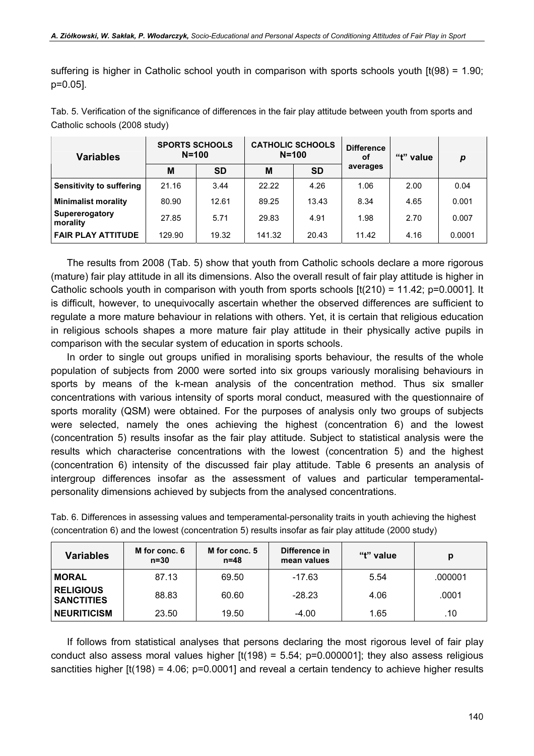suffering is higher in Catholic school youth in comparison with sports schools youth [t(98) = 1.90; p=0.05].

Tab. 5. Verification of the significance of differences in the fair play attitude between youth from sports and Catholic schools (2008 study)

| Variables | SPORTS SCHOOLS N=100 | | CATHOLIC SCHOOLS N=100 | | Difference of averages | "t" value | *p* |
|---|---|---|---|---|---|---|---|
| | M | SD | M | SD | | | |
| **Sensitivity to suffering** | 21.16 | 3.44 | 22.22 | 4.26 | 1.06 | 2.00 | 0.04 |
| **Minimalist morality** | 80.90 | 12.61 | 89.25 | 13.43 | 8.34 | 4.65 | 0.001 |
| **Supererogatory morality** | 27.85 | 5.71 | 29.83 | 4.91 | 1.98 | 2.70 | 0.007 |
| **FAIR PLAY ATTITUDE** | 129.90 | 19.32 | 141.32 | 20.43 | 11.42 | 4.16 | 0.0001 |

The results from 2008 (Tab. 5) show that youth from Catholic schools declare a more rigorous (mature) fair play attitude in all its dimensions. Also the overall result of fair play attitude is higher in Catholic schools youth in comparison with youth from sports schools [t(210) = 11.42; p=0.0001]. It is difficult, however, to unequivocally ascertain whether the observed differences are sufficient to regulate a more mature behaviour in relations with others. Yet, it is certain that religious education in religious schools shapes a more mature fair play attitude in their physically active pupils in comparison with the secular system of education in sports schools.

In order to single out groups unified in moralising sports behaviour, the results of the whole population of subjects from 2000 were sorted into six groups variously moralising behaviours in sports by means of the k-mean analysis of the concentration method. Thus six smaller concentrations with various intensity of sports moral conduct, measured with the questionnaire of sports morality (QSM) were obtained. For the purposes of analysis only two groups of subjects were selected, namely the ones achieving the highest (concentration 6) and the lowest (concentration 5) results insofar as the fair play attitude. Subject to statistical analysis were the results which characterise concentrations with the lowest (concentration 5) and the highest (concentration 6) intensity of the discussed fair play attitude. Table 6 presents an analysis of intergroup differences insofar as the assessment of values and particular temperamental-personality dimensions achieved by subjects from the analysed concentrations.

Tab. 6. Differences in assessing values and temperamental-personality traits in youth achieving the highest (concentration 6) and the lowest (concentration 5) results insofar as fair play attitude (2000 study)

| Variables | M for conc. 6 n=30 | M for conc. 5 n=48 | Difference in mean values | "t" value | p |
|---|---|---|---|---|---|
| **MORAL** | 87.13 | 69.50 | -17.63 | 5.54 | .000001 |
| **RELIGIOUS SANCTITIES** | 88.83 | 60.60 | -28.23 | 4.06 | .0001 |
| **NEURITICISM** | 23.50 | 19.50 | -4.00 | 1.65 | .10 |

If follows from statistical analyses that persons declaring the most rigorous level of fair play conduct also assess moral values higher [t(198) = 5.54; p=0.000001]; they also assess religious sanctities higher [t(198) = 4.06; p=0.0001] and reveal a certain tendency to achieve higher results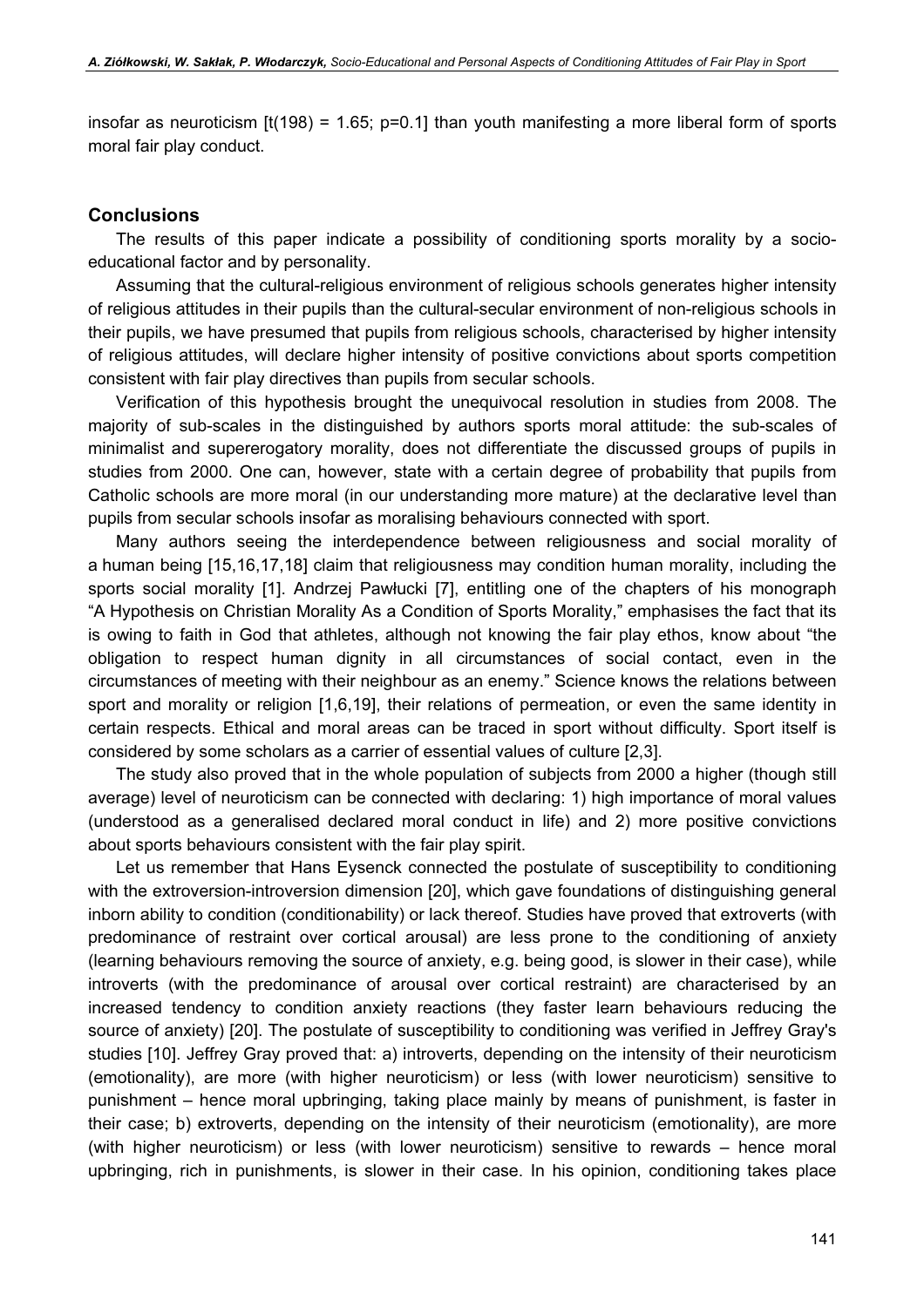insofar as neuroticism [$t(198) = 1.65$; $p=0.1$] than youth manifesting a more liberal form of sports moral fair play conduct.

## Conclusions

The results of this paper indicate a possibility of conditioning sports morality by a socio-educational factor and by personality.

Assuming that the cultural-religious environment of religious schools generates higher intensity of religious attitudes in their pupils than the cultural-secular environment of non-religious schools in their pupils, we have presumed that pupils from religious schools, characterised by higher intensity of religious attitudes, will declare higher intensity of positive convictions about sports competition consistent with fair play directives than pupils from secular schools.

Verification of this hypothesis brought the unequivocal resolution in studies from 2008. The majority of sub-scales in the distinguished by authors sports moral attitude: the sub-scales of minimalist and supererogatory morality, does not differentiate the discussed groups of pupils in studies from 2000. One can, however, state with a certain degree of probability that pupils from Catholic schools are more moral (in our understanding more mature) at the declarative level than pupils from secular schools insofar as moralising behaviours connected with sport.

Many authors seeing the interdependence between religiousness and social morality of a human being [15,16,17,18] claim that religiousness may condition human morality, including the sports social morality [1]. Andrzej Pawłucki [7], entitling one of the chapters of his monograph "A Hypothesis on Christian Morality As a Condition of Sports Morality," emphasises the fact that its is owing to faith in God that athletes, although not knowing the fair play ethos, know about "the obligation to respect human dignity in all circumstances of social contact, even in the circumstances of meeting with their neighbour as an enemy." Science knows the relations between sport and morality or religion [1,6,19], their relations of permeation, or even the same identity in certain respects. Ethical and moral areas can be traced in sport without difficulty. Sport itself is considered by some scholars as a carrier of essential values of culture [2,3].

The study also proved that in the whole population of subjects from 2000 a higher (though still average) level of neuroticism can be connected with declaring: 1) high importance of moral values (understood as a generalised declared moral conduct in life) and 2) more positive convictions about sports behaviours consistent with the fair play spirit.

Let us remember that Hans Eysenck connected the postulate of susceptibility to conditioning with the extroversion-introversion dimension [20], which gave foundations of distinguishing general inborn ability to condition (conditionability) or lack thereof. Studies have proved that extroverts (with predominance of restraint over cortical arousal) are less prone to the conditioning of anxiety (learning behaviours removing the source of anxiety, e.g. being good, is slower in their case), while introverts (with the predominance of arousal over cortical restraint) are characterised by an increased tendency to condition anxiety reactions (they faster learn behaviours reducing the source of anxiety) [20]. The postulate of susceptibility to conditioning was verified in Jeffrey Gray's studies [10]. Jeffrey Gray proved that: a) introverts, depending on the intensity of their neuroticism (emotionality), are more (with higher neuroticism) or less (with lower neuroticism) sensitive to punishment – hence moral upbringing, taking place mainly by means of punishment, is faster in their case; b) extroverts, depending on the intensity of their neuroticism (emotionality), are more (with higher neuroticism) or less (with lower neuroticism) sensitive to rewards – hence moral upbringing, rich in punishments, is slower in their case. In his opinion, conditioning takes place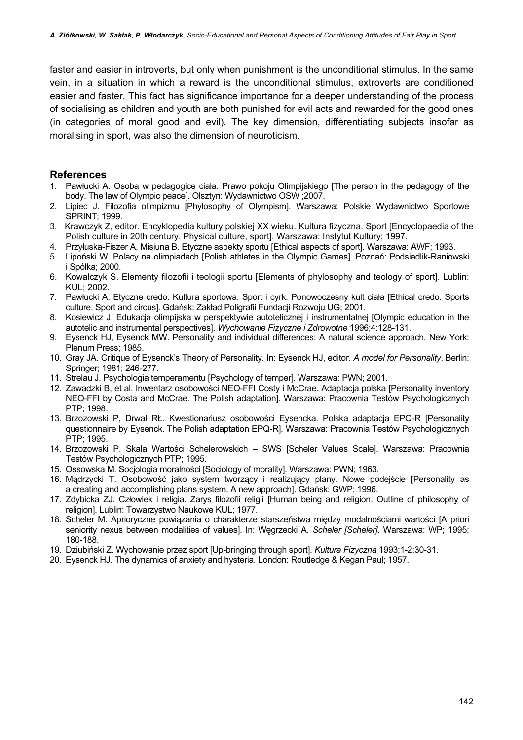faster and easier in introverts, but only when punishment is the unconditional stimulus. In the same vein, in a situation in which a reward is the unconditional stimulus, extroverts are conditioned easier and faster. This fact has significance importance for a deeper understanding of the process of socialising as children and youth are both punished for evil acts and rewarded for the good ones (in categories of moral good and evil). The key dimension, differentiating subjects insofar as moralising in sport, was also the dimension of neuroticism.

## References

1. Pawłucki A. Osoba w pedagogice ciała. Prawo pokoju Olimpijskiego [The person in the pedagogy of the body. The law of Olympic peace]. Olsztyn: Wydawnictwo OSW ;2007.
2. Lipiec J. Filozofia olimpizmu [Phylosophy of Olympism]. Warszawa: Polskie Wydawnictwo Sportowe SPRINT; 1999.
3. Krawczyk Z, editor. Encyklopedia kultury polskiej XX wieku. Kultura fizyczna. Sport [Encyclopaedia of the Polish culture in 20th century. Physical culture, sport]. Warszawa: Instytut Kultury; 1997.
4. Przyłuska-Fiszer A, Misiuna B. Etyczne aspekty sportu [Ethical aspects of sport]. Warszawa: AWF; 1993.
5. Lipoński W. Polacy na olimpiadach [Polish athletes in the Olympic Games]. Poznań: Podsiedlik-Raniowski i Spółka; 2000.
6. Kowalczyk S. Elementy filozofii i teologii sportu [Elements of phylosophy and teology of sport]. Lublin: KUL; 2002.
7. Pawłucki A. Etyczne credo. Kultura sportowa. Sport i cyrk. Ponowoczesny kult ciała [Ethical credo. Sports culture. Sport and circus]. Gdańsk: Zakład Poligrafii Fundacji Rozwoju UG; 2001.
8. Kosiewicz J. Edukacja olimpijska w perspektywie autotelicznej i instrumentalnej [Olympic education in the autotelic and instrumental perspectives]. *Wychowanie Fizyczne i Zdrowotne* 1996;4:128-131.
9. Eysenck HJ, Eysenck MW. Personality and individual differences: A natural science approach. New York: Plenum Press; 1985.
10. Gray JA. Critique of Eysenck's Theory of Personality. In: Eysenck HJ, editor. *A model for Personality*. Berlin: Springer; 1981; 246-277.
11. Strelau J. Psychologia temperamentu [Psychology of temper]. Warszawa: PWN; 2001.
12. Zawadzki B, et al. Inwentarz osobowości NEO-FFI Costy i McCrae. Adaptacja polska [Personality inventory NEO-FFI by Costa and McCrae. The Polish adaptation]. Warszawa: Pracownia Testów Psychologicznych PTP; 1998.
13. Brzozowski P, Drwal RŁ. Kwestionariusz osobowości Eysencka. Polska adaptacja EPQ-R [Personality questionnaire by Eysenck. The Polish adaptation EPQ-R]. Warszawa: Pracownia Testów Psychologicznych PTP; 1995.
14. Brzozowski P. Skala Wartości Schelerowskich – SWS [Scheler Values Scale]. Warszawa: Pracownia Testów Psychologicznych PTP; 1995.
15. Ossowska M. Socjologia moralności [Sociology of morality]. Warszawa: PWN; 1963.
16. Mądrzycki T. Osobowość jako system tworzący i realizujący plany. Nowe podejście [Personality as a creating and accomplishing plans system. A new approach]. Gdańsk: GWP; 1996.
17. Zdybicka ZJ. Człowiek i religia. Zarys filozofii religii [Human being and religion. Outline of philosophy of religion]. Lublin: Towarzystwo Naukowe KUL; 1977.
18. Scheler M. Aprioryczne powiązania o charakterze starszeństwa między modalnościami wartości [A priori seniority nexus between modalities of values]. In: Węgrzecki A. *Scheler [Scheler]*. Warszawa: WP; 1995; 180-188.
19. Dziubiński Z. Wychowanie przez sport [Up-bringing through sport]. *Kultura Fizyczna* 1993;1-2:30-31.
20. Eysenck HJ. The dynamics of anxiety and hysteria. London: Routledge & Kegan Paul; 1957.